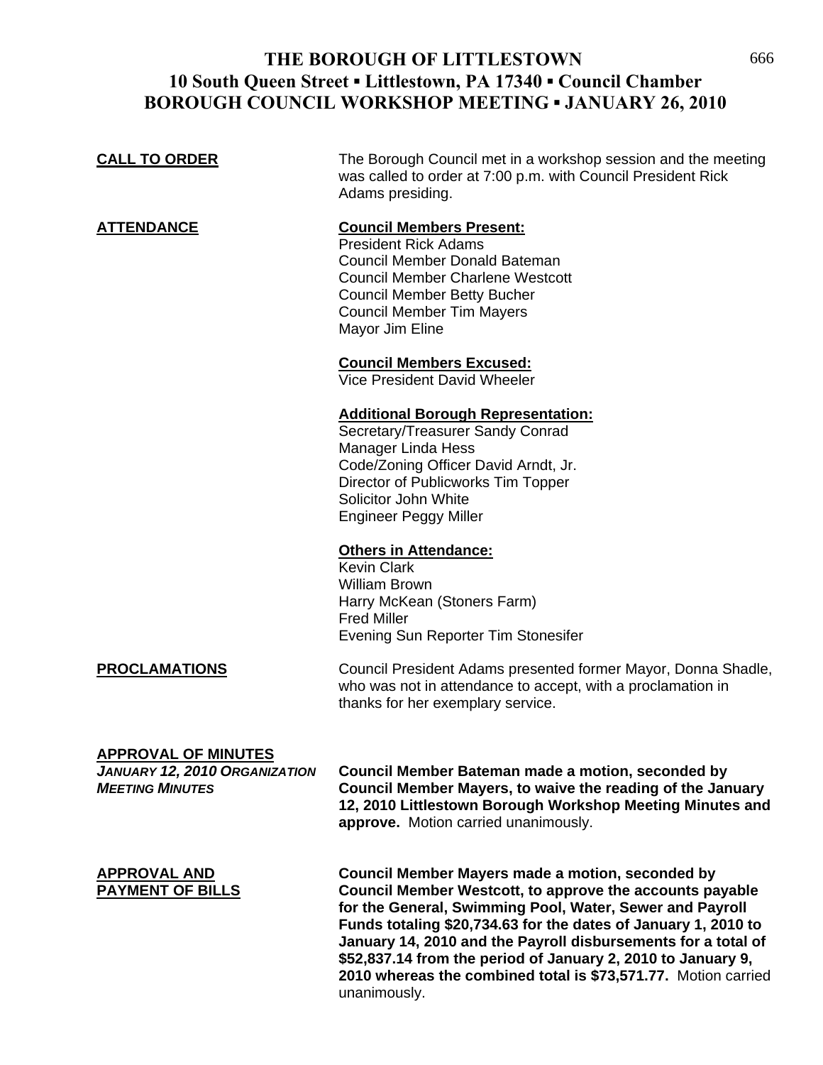# THE BOROUGH OF LITTLESTOWN
## 10 South Queen Street ▪ Littlestown, PA 17340 ▪ Council Chamber
## BOROUGH COUNCIL WORKSHOP MEETING ▪ JANUARY 26, 2010

**CALL TO ORDER**

The Borough Council met in a workshop session and the meeting was called to order at 7:00 p.m. with Council President Rick Adams presiding.

**ATTENDANCE**

**Council Members Present:**
President Rick Adams
Council Member Donald Bateman
Council Member Charlene Westcott
Council Member Betty Bucher
Council Member Tim Mayers
Mayor Jim Eline

**Council Members Excused:**
Vice President David Wheeler

**Additional Borough Representation:**
Secretary/Treasurer Sandy Conrad
Manager Linda Hess
Code/Zoning Officer David Arndt, Jr.
Director of Publicworks Tim Topper
Solicitor John White
Engineer Peggy Miller

**Others in Attendance:**
Kevin Clark
William Brown
Harry McKean (Stoners Farm)
Fred Miller
Evening Sun Reporter Tim Stonesifer

**PROCLAMATIONS**

Council President Adams presented former Mayor, Donna Shadle, who was not in attendance to accept, with a proclamation in thanks for her exemplary service.

**APPROVAL OF MINUTES**

***JANUARY 12, 2010 ORGANIZATION MEETING MINUTES***

**Council Member Bateman made a motion, seconded by Council Member Mayers, to waive the reading of the January 12, 2010 Littlestown Borough Workshop Meeting Minutes and approve.** Motion carried unanimously.

**APPROVAL AND PAYMENT OF BILLS**

**Council Member Mayers made a motion, seconded by Council Member Westcott, to approve the accounts payable for the General, Swimming Pool, Water, Sewer and Payroll Funds totaling $20,734.63 for the dates of January 1, 2010 to January 14, 2010 and the Payroll disbursements for a total of $52,837.14 from the period of January 2, 2010 to January 9, 2010 whereas the combined total is $73,571.77.** Motion carried unanimously.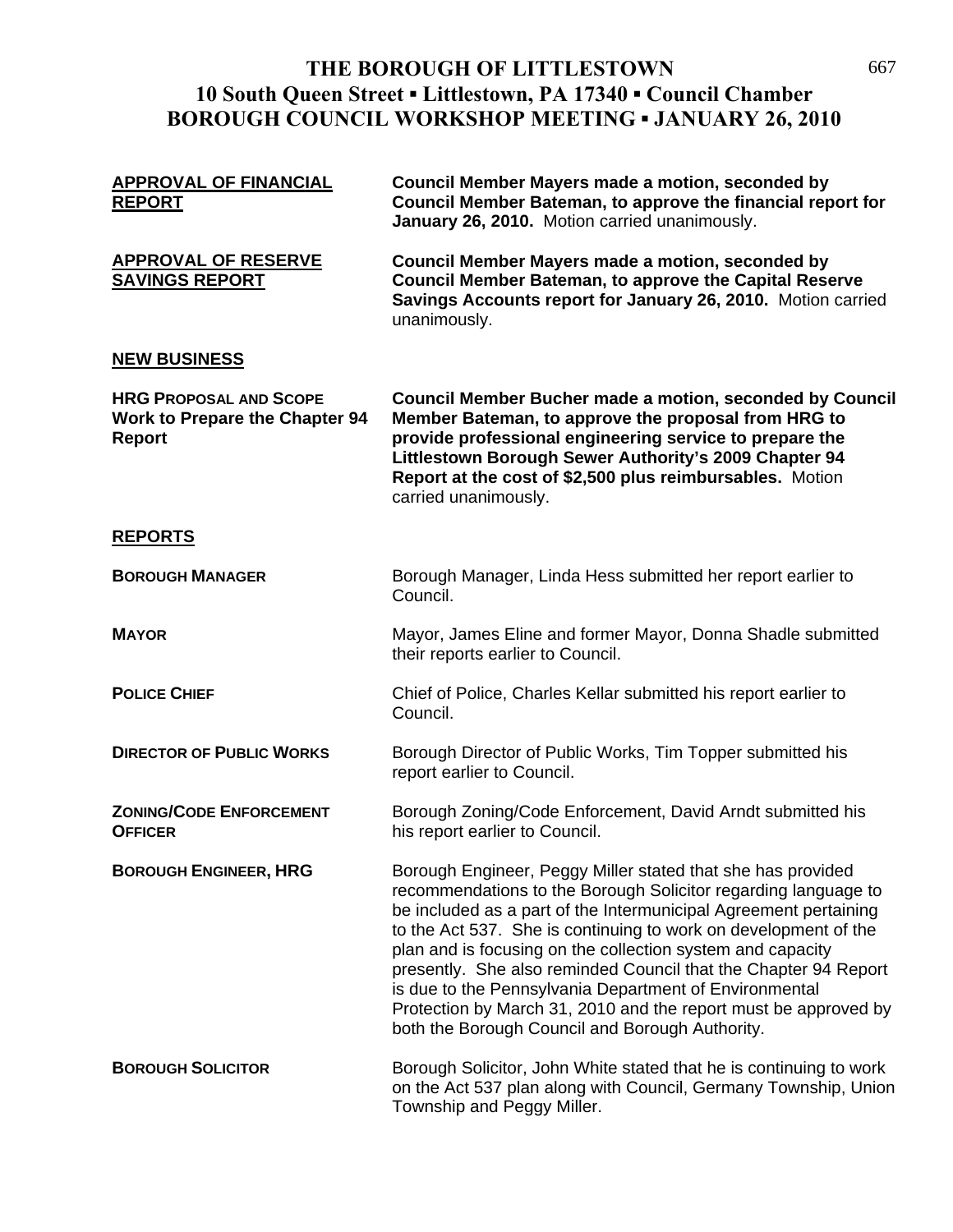# THE BOROUGH OF LITTLESTOWN
## 10 South Queen Street ▪ Littlestown, PA 17340 ▪ Council Chamber
## BOROUGH COUNCIL WORKSHOP MEETING ▪ JANUARY 26, 2010

**APPROVAL OF FINANCIAL REPORT**

**Council Member Mayers made a motion, seconded by Council Member Bateman, to approve the financial report for January 26, 2010.** Motion carried unanimously.

**APPROVAL OF RESERVE SAVINGS REPORT**

**Council Member Mayers made a motion, seconded by Council Member Bateman, to approve the Capital Reserve Savings Accounts report for January 26, 2010.** Motion carried unanimously.

**NEW BUSINESS**

**HRG PROPOSAL AND SCOPE Work to Prepare the Chapter 94 Report**

**Council Member Bucher made a motion, seconded by Council Member Bateman, to approve the proposal from HRG to provide professional engineering service to prepare the Littlestown Borough Sewer Authority's 2009 Chapter 94 Report at the cost of $2,500 plus reimbursables.** Motion carried unanimously.

**REPORTS**

**BOROUGH MANAGER**

Borough Manager, Linda Hess submitted her report earlier to Council.

**MAYOR**

Mayor, James Eline and former Mayor, Donna Shadle submitted their reports earlier to Council.

**POLICE CHIEF**

Chief of Police, Charles Kellar submitted his report earlier to Council.

**DIRECTOR OF PUBLIC WORKS**

Borough Director of Public Works, Tim Topper submitted his report earlier to Council.

**ZONING/CODE ENFORCEMENT OFFICER**

Borough Zoning/Code Enforcement, David Arndt submitted his his report earlier to Council.

**BOROUGH ENGINEER, HRG**

Borough Engineer, Peggy Miller stated that she has provided recommendations to the Borough Solicitor regarding language to be included as a part of the Intermunicipal Agreement pertaining to the Act 537. She is continuing to work on development of the plan and is focusing on the collection system and capacity presently. She also reminded Council that the Chapter 94 Report is due to the Pennsylvania Department of Environmental Protection by March 31, 2010 and the report must be approved by both the Borough Council and Borough Authority.

**BOROUGH SOLICITOR**

Borough Solicitor, John White stated that he is continuing to work on the Act 537 plan along with Council, Germany Township, Union Township and Peggy Miller.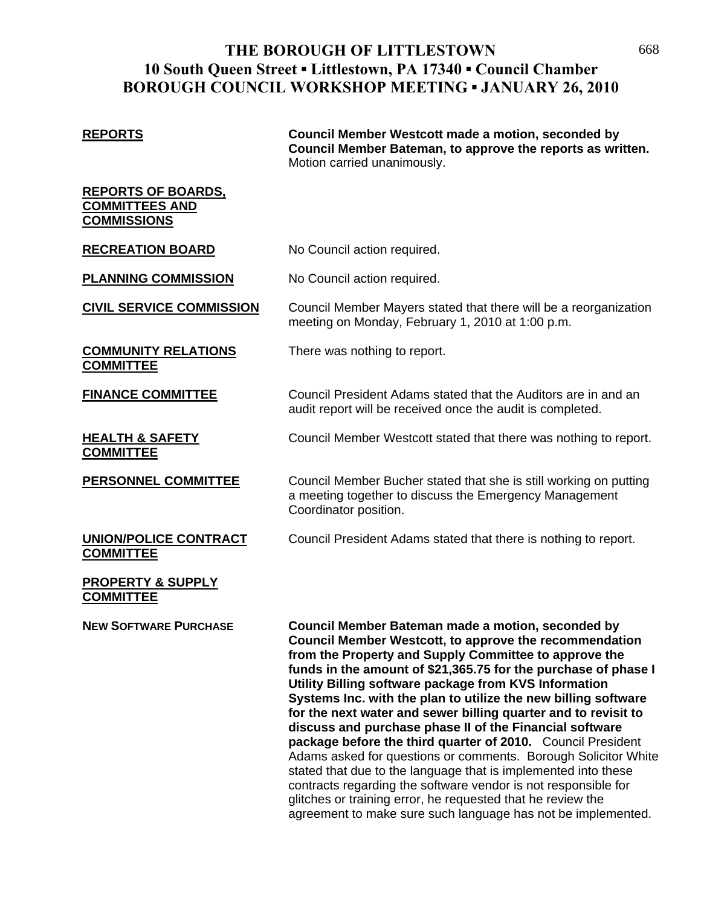# THE BOROUGH OF LITTLESTOWN
## 10 South Queen Street ▪ Littlestown, PA 17340 ▪ Council Chamber
## BOROUGH COUNCIL WORKSHOP MEETING ▪ JANUARY 26, 2010

**REPORTS**

**Council Member Westcott made a motion, seconded by Council Member Bateman, to approve the reports as written.** Motion carried unanimously.

**REPORTS OF BOARDS, COMMITTEES AND COMMISSIONS**

**RECREATION BOARD**

No Council action required.

**PLANNING COMMISSION**

No Council action required.

**CIVIL SERVICE COMMISSION**

Council Member Mayers stated that there will be a reorganization meeting on Monday, February 1, 2010 at 1:00 p.m.

**COMMUNITY RELATIONS COMMITTEE**

There was nothing to report.

**FINANCE COMMITTEE**

Council President Adams stated that the Auditors are in and an audit report will be received once the audit is completed.

**HEALTH & SAFETY COMMITTEE**

Council Member Westcott stated that there was nothing to report.

**PERSONNEL COMMITTEE**

Council Member Bucher stated that she is still working on putting a meeting together to discuss the Emergency Management Coordinator position.

**UNION/POLICE CONTRACT COMMITTEE**

Council President Adams stated that there is nothing to report.

**PROPERTY & SUPPLY COMMITTEE**

**NEW SOFTWARE PURCHASE**

**Council Member Bateman made a motion, seconded by Council Member Westcott, to approve the recommendation from the Property and Supply Committee to approve the funds in the amount of $21,365.75 for the purchase of phase I Utility Billing software package from KVS Information Systems Inc. with the plan to utilize the new billing software for the next water and sewer billing quarter and to revisit to discuss and purchase phase II of the Financial software package before the third quarter of 2010.** Council President Adams asked for questions or comments. Borough Solicitor White stated that due to the language that is implemented into these contracts regarding the software vendor is not responsible for glitches or training error, he requested that he review the agreement to make sure such language has not be implemented.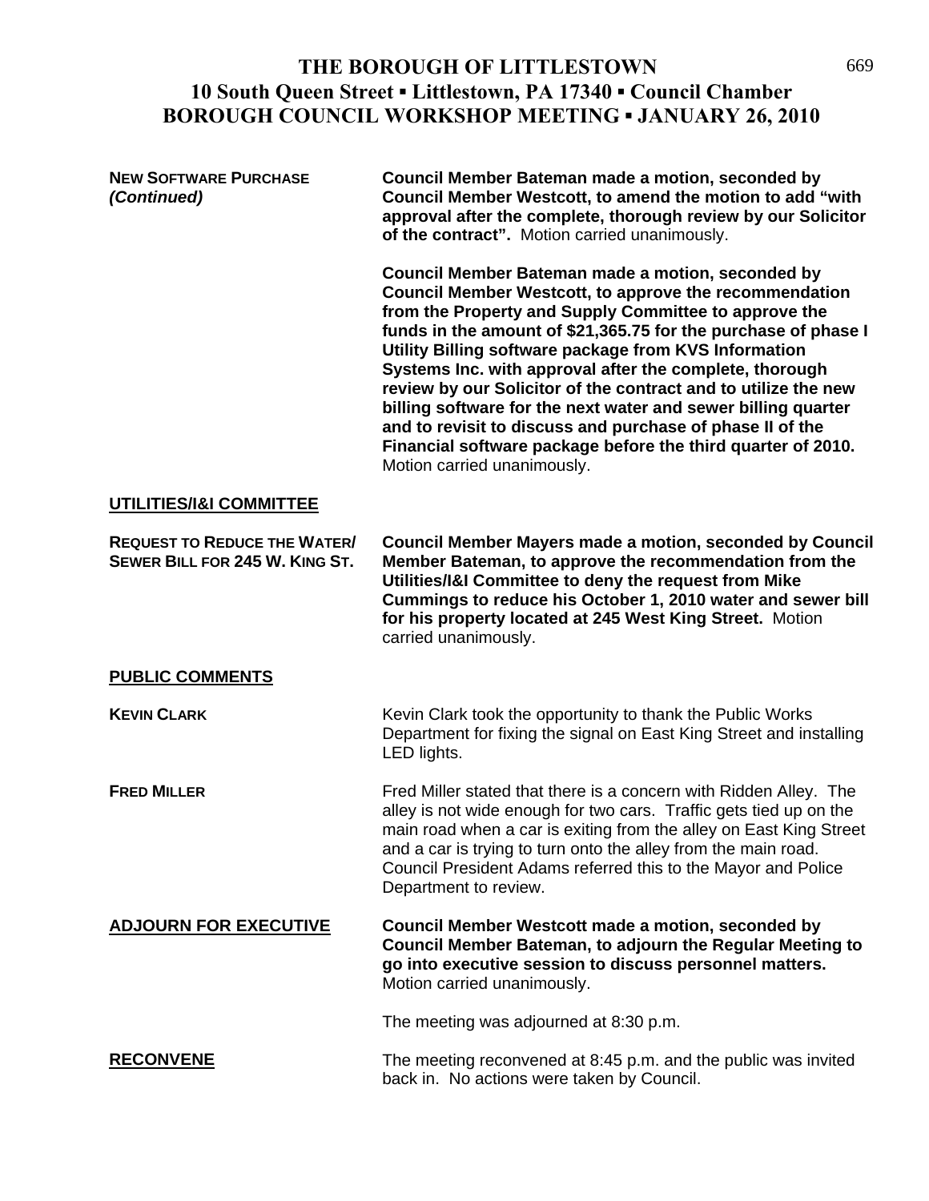# THE BOROUGH OF LITTLESTOWN
## 10 South Queen Street ▪ Littlestown, PA 17340 ▪ Council Chamber
## BOROUGH COUNCIL WORKSHOP MEETING ▪ JANUARY 26, 2010

**NEW SOFTWARE PURCHASE *(Continued)***

**Council Member Bateman made a motion, seconded by Council Member Westcott, to amend the motion to add "with approval after the complete, thorough review by our Solicitor of the contract".** Motion carried unanimously.

**Council Member Bateman made a motion, seconded by Council Member Westcott, to approve the recommendation from the Property and Supply Committee to approve the funds in the amount of $21,365.75 for the purchase of phase I Utility Billing software package from KVS Information Systems Inc. with approval after the complete, thorough review by our Solicitor of the contract and to utilize the new billing software for the next water and sewer billing quarter and to revisit to discuss and purchase of phase II of the Financial software package before the third quarter of 2010.** Motion carried unanimously.

**UTILITIES/I&I COMMITTEE**

**REQUEST TO REDUCE THE WATER/ SEWER BILL FOR 245 W. KING ST.**

**Council Member Mayers made a motion, seconded by Council Member Bateman, to approve the recommendation from the Utilities/I&I Committee to deny the request from Mike Cummings to reduce his October 1, 2010 water and sewer bill for his property located at 245 West King Street.** Motion carried unanimously.

**PUBLIC COMMENTS**

**KEVIN CLARK**

Kevin Clark took the opportunity to thank the Public Works Department for fixing the signal on East King Street and installing LED lights.

**FRED MILLER**

Fred Miller stated that there is a concern with Ridden Alley. The alley is not wide enough for two cars. Traffic gets tied up on the main road when a car is exiting from the alley on East King Street and a car is trying to turn onto the alley from the main road. Council President Adams referred this to the Mayor and Police Department to review.

**ADJOURN FOR EXECUTIVE**

**Council Member Westcott made a motion, seconded by Council Member Bateman, to adjourn the Regular Meeting to go into executive session to discuss personnel matters.** Motion carried unanimously.

The meeting was adjourned at 8:30 p.m.

**RECONVENE**

The meeting reconvened at 8:45 p.m. and the public was invited back in. No actions were taken by Council.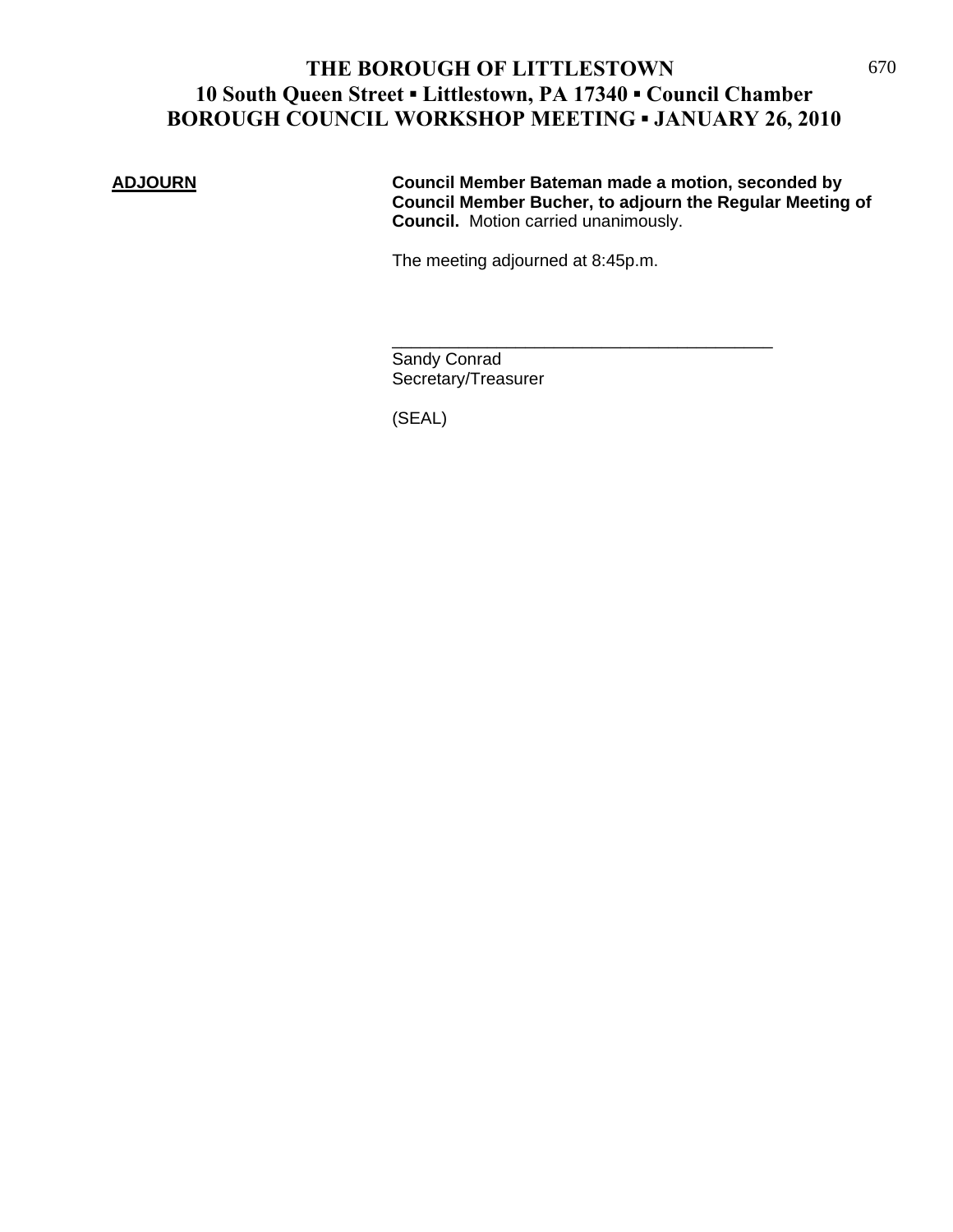**ADJOURN**

**Council Member Bateman made a motion, seconded by Council Member Bucher, to adjourn the Regular Meeting of Council.** Motion carried unanimously.

The meeting adjourned at 8:45p.m.

\_\_\_\_\_\_\_\_\_\_\_\_\_\_\_\_\_\_\_\_\_\_\_\_\_\_\_\_\_\_\_\_\_\_\_\_\_\_\_\_

Sandy Conrad
Secretary/Treasurer

(SEAL)